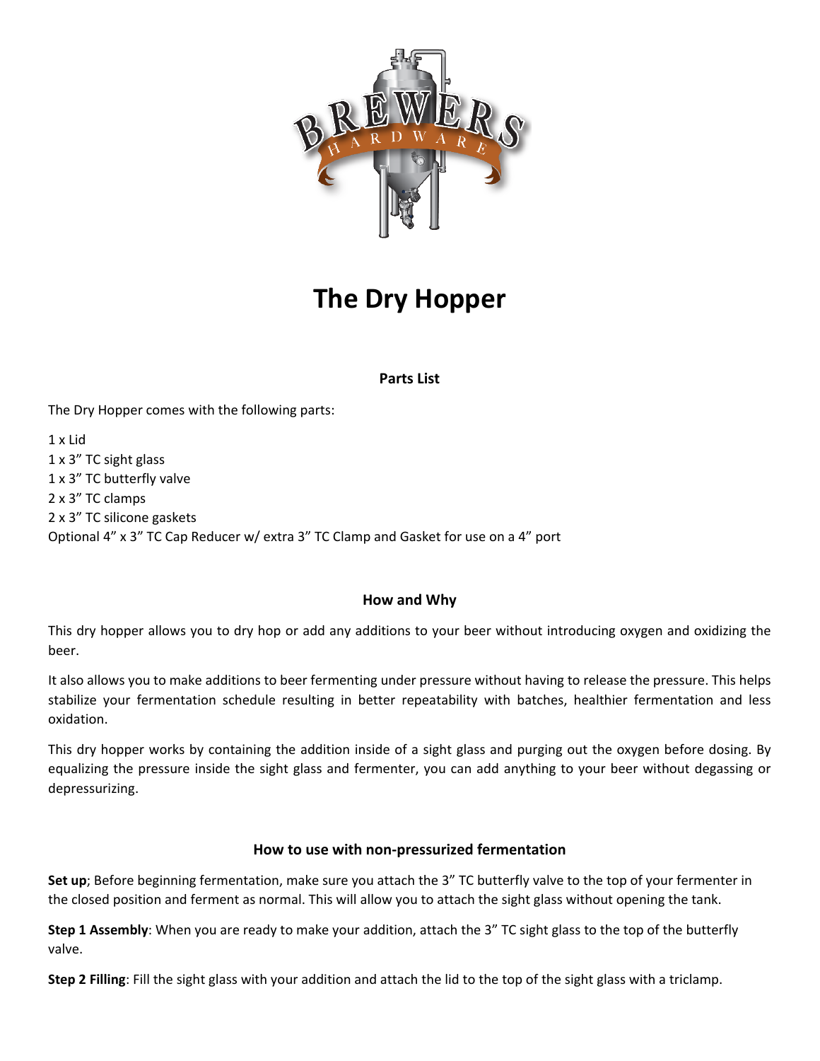# The Dry Hopper

## Parts List

The Dry Hopper comes with the following parts:

1 x Lid
1 x 3" TC sight glass
1 x 3" TC butterfly valve
2 x 3" TC clamps
2 x 3" TC silicone gaskets
Optional 4" x 3" TC Cap Reducer w/ extra 3" TC Clamp and Gasket for use on a 4" port

## How and Why

This dry hopper allows you to dry hop or add any additions to your beer without introducing oxygen and oxidizing the beer.

It also allows you to make additions to beer fermenting under pressure without having to release the pressure. This helps stabilize your fermentation schedule resulting in better repeatability with batches, healthier fermentation and less oxidation.

This dry hopper works by containing the addition inside of a sight glass and purging out the oxygen before dosing. By equalizing the pressure inside the sight glass and fermenter, you can add anything to your beer without degassing or depressurizing.

## How to use with non-pressurized fermentation

**Set up**; Before beginning fermentation, make sure you attach the 3" TC butterfly valve to the top of your fermenter in the closed position and ferment as normal. This will allow you to attach the sight glass without opening the tank.

**Step 1 Assembly**: When you are ready to make your addition, attach the 3" TC sight glass to the top of the butterfly valve.

**Step 2 Filling**: Fill the sight glass with your addition and attach the lid to the top of the sight glass with a triclamp.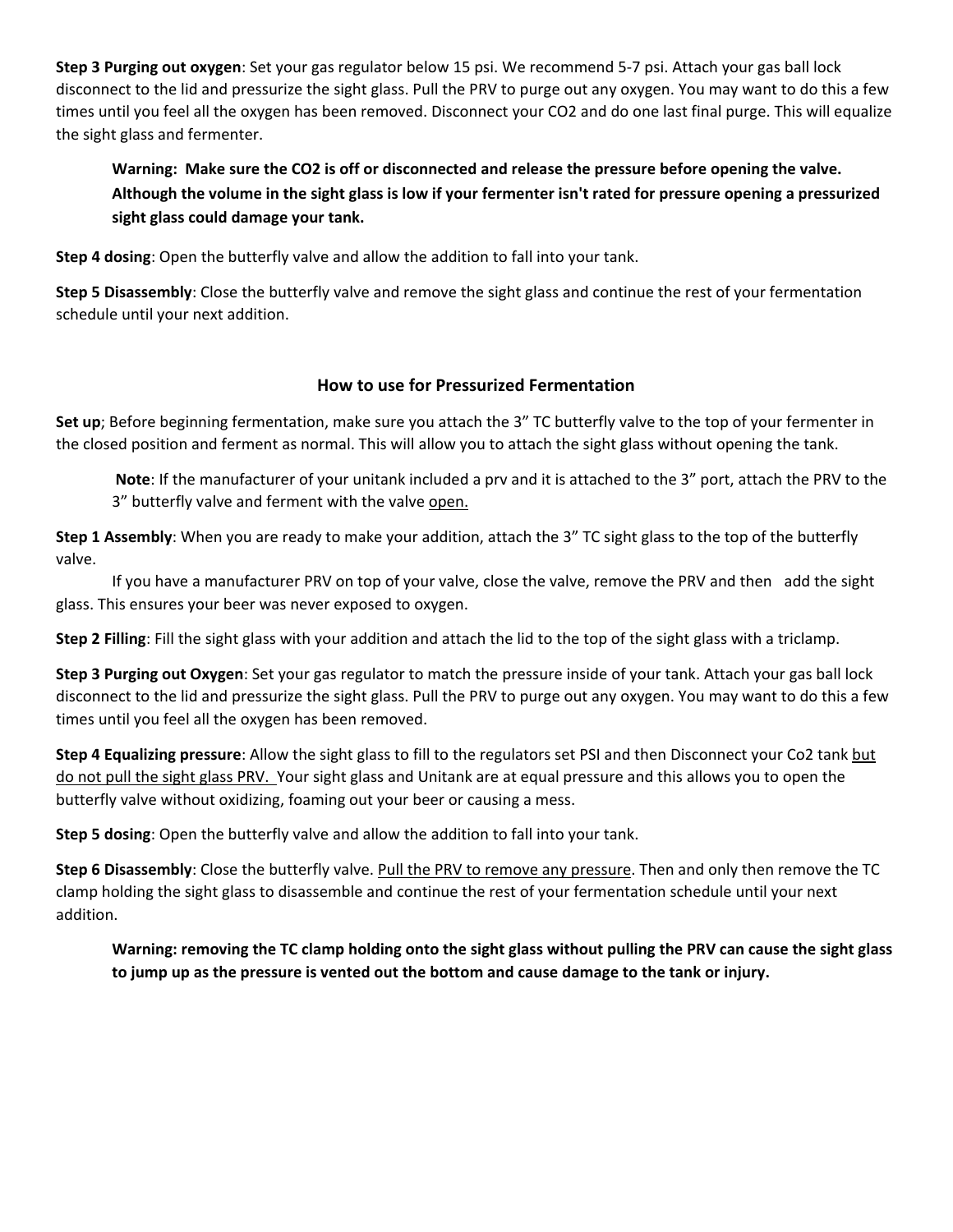**Step 3 Purging out oxygen**: Set your gas regulator below 15 psi. We recommend 5-7 psi. Attach your gas ball lock disconnect to the lid and pressurize the sight glass. Pull the PRV to purge out any oxygen. You may want to do this a few times until you feel all the oxygen has been removed. Disconnect your CO2 and do one last final purge. This will equalize the sight glass and fermenter.

> **Warning: Make sure the CO2 is off or disconnected and release the pressure before opening the valve. Although the volume in the sight glass is low if your fermenter isn't rated for pressure opening a pressurized sight glass could damage your tank.**

**Step 4 dosing**: Open the butterfly valve and allow the addition to fall into your tank.

**Step 5 Disassembly**: Close the butterfly valve and remove the sight glass and continue the rest of your fermentation schedule until your next addition.

## How to use for Pressurized Fermentation

**Set up**; Before beginning fermentation, make sure you attach the 3" TC butterfly valve to the top of your fermenter in the closed position and ferment as normal. This will allow you to attach the sight glass without opening the tank.

> **Note**: If the manufacturer of your unitank included a prv and it is attached to the 3" port, attach the PRV to the 3" butterfly valve and ferment with the valve <u>open.</u>

**Step 1 Assembly**: When you are ready to make your addition, attach the 3" TC sight glass to the top of the butterfly valve.

If you have a manufacturer PRV on top of your valve, close the valve, remove the PRV and then add the sight glass. This ensures your beer was never exposed to oxygen.

**Step 2 Filling**: Fill the sight glass with your addition and attach the lid to the top of the sight glass with a triclamp.

**Step 3 Purging out Oxygen**: Set your gas regulator to match the pressure inside of your tank. Attach your gas ball lock disconnect to the lid and pressurize the sight glass. Pull the PRV to purge out any oxygen. You may want to do this a few times until you feel all the oxygen has been removed.

**Step 4 Equalizing pressure**: Allow the sight glass to fill to the regulators set PSI and then Disconnect your Co2 tank <u>but do not pull the sight glass PRV.</u> Your sight glass and Unitank are at equal pressure and this allows you to open the butterfly valve without oxidizing, foaming out your beer or causing a mess.

**Step 5 dosing**: Open the butterfly valve and allow the addition to fall into your tank.

**Step 6 Disassembly**: Close the butterfly valve. <u>Pull the PRV to remove any pressure</u>. Then and only then remove the TC clamp holding the sight glass to disassemble and continue the rest of your fermentation schedule until your next addition.

> **Warning: removing the TC clamp holding onto the sight glass without pulling the PRV can cause the sight glass to jump up as the pressure is vented out the bottom and cause damage to the tank or injury.**